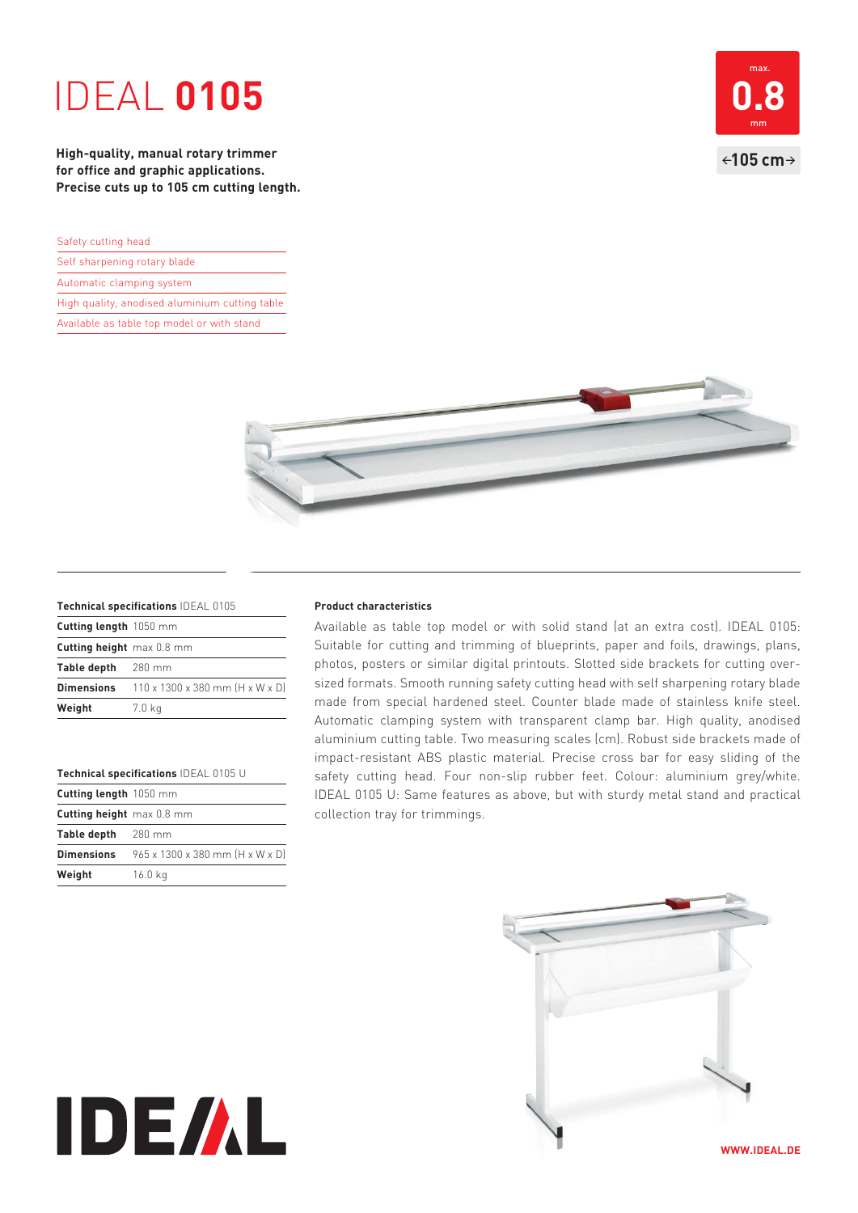# IDEAL **0105**

**High-quality, manual rotary trimmer for office and graphic applications. Precise cuts up to 105 cm cutting length.**

max. **0.8** mm

←105 cm→

- Safety cutting head
- Self sharpening rotary blade
- Automatic clamping system
- High quality, anodised aluminium cutting table
- Available as table top model or with stand

| **Technical specifications** IDEAL 0105 | |
|---|---|
| **Cutting length** | 1050 mm |
| **Cutting height** | max 0.8 mm |
| **Table depth** | 280 mm |
| **Dimensions** | 110 x 1300 x 380 mm (H x W x D) |
| **Weight** | 7.0 kg |

| **Technical specifications** IDEAL 0105 U | |
|---|---|
| **Cutting length** | 1050 mm |
| **Cutting height** | max 0.8 mm |
| **Table depth** | 280 mm |
| **Dimensions** | 965 x 1300 x 380 mm (H x W x D) |
| **Weight** | 16.0 kg |

**Product characteristics**

Available as table top model or with solid stand (at an extra cost). IDEAL 0105: Suitable for cutting and trimming of blueprints, paper and foils, drawings, plans, photos, posters or similar digital printouts. Slotted side brackets for cutting over-sized formats. Smooth running safety cutting head with self sharpening rotary blade made from special hardened steel. Counter blade made of stainless knife steel. Automatic clamping system with transparent clamp bar. High quality, anodised aluminium cutting table. Two measuring scales (cm). Robust side brackets made of impact-resistant ABS plastic material. Precise cross bar for easy sliding of the safety cutting head. Four non-slip rubber feet. Colour: aluminium grey/white. IDEAL 0105 U: Same features as above, but with sturdy metal stand and practical collection tray for trimmings.

IDEAL

WWW.IDEAL.DE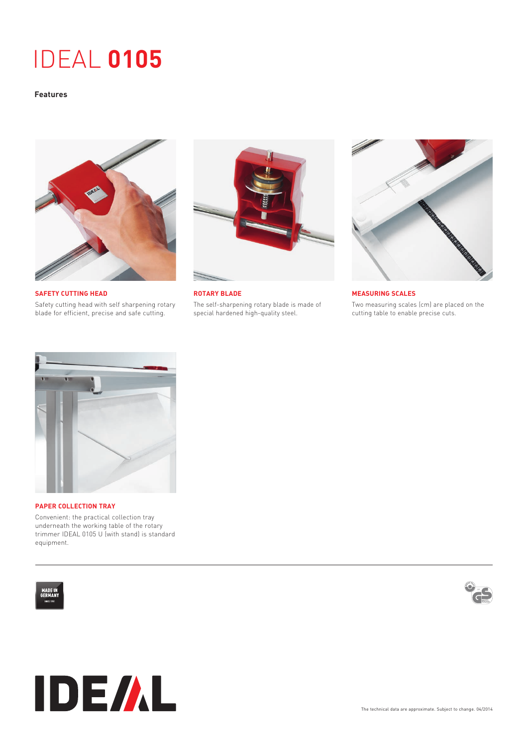# IDEAL **0105**

**Features**

### SAFETY CUTTING HEAD

Safety cutting head with self sharpening rotary blade for efficient, precise and safe cutting.

### ROTARY BLADE

The self-sharpening rotary blade is made of special hardened high-quality steel.

### MEASURING SCALES

Two measuring scales (cm) are placed on the cutting table to enable precise cuts.

### PAPER COLLECTION TRAY

Convenient: the practical collection tray underneath the working table of the rotary trimmer IDEAL 0105 U (with stand) is standard equipment.

MADE IN GERMANY

The technical data are approximate. Subject to change. 04/2014